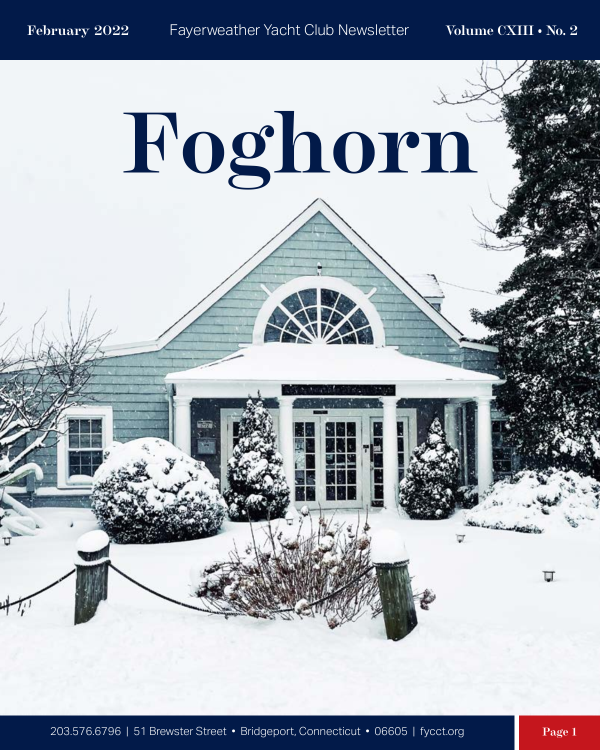February 2022 Fayerweather Yacht Club Newsletter Volume CXIII • No. 2

# Foghorn

203.576.6796 | 51 Brewster Street • Bridgeport, Connecticut • 06605 | fycct.org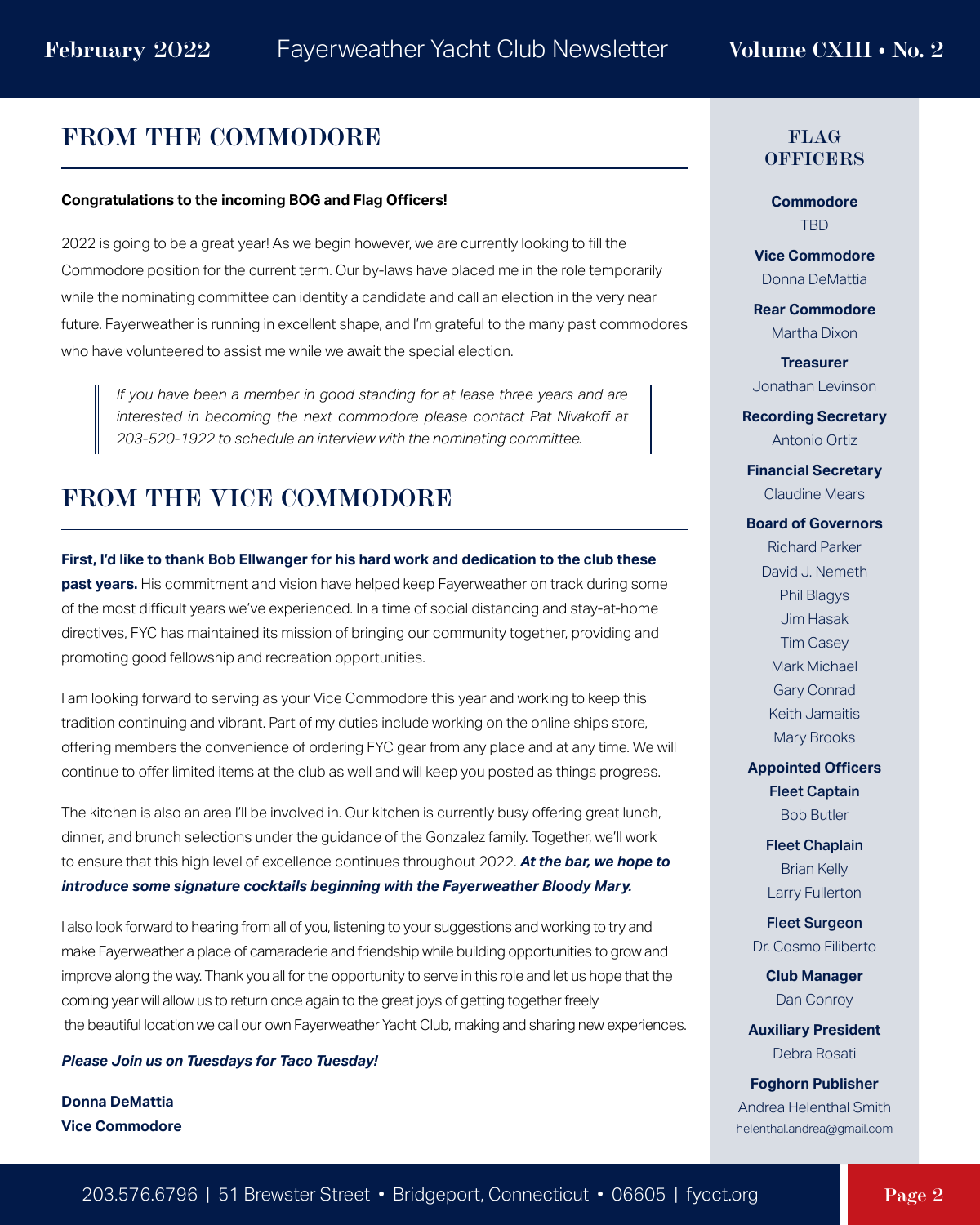## FROM THE COMMODORE

**Congratulations to the incoming BOG and Flag Officers!**

2022 is going to be a great year! As we begin however, we are currently looking to fill the Commodore position for the current term. Our by-laws have placed me in the role temporarily while the nominating committee can identity a candidate and call an election in the very near future. Fayerweather is running in excellent shape, and I'm grateful to the many past commodores who have volunteered to assist me while we await the special election.

> *If you have been a member in good standing for at lease three years and are interested in becoming the next commodore please contact Pat Nivakoff at 203-520-1922 to schedule an interview with the nominating committee.*

## FROM THE VICE COMMODORE

**First, I'd like to thank Bob Ellwanger for his hard work and dedication to the club these past years.** His commitment and vision have helped keep Fayerweather on track during some of the most difficult years we've experienced. In a time of social distancing and stay-at-home directives, FYC has maintained its mission of bringing our community together, providing and promoting good fellowship and recreation opportunities.

I am looking forward to serving as your Vice Commodore this year and working to keep this tradition continuing and vibrant. Part of my duties include working on the online ships store, offering members the convenience of ordering FYC gear from any place and at any time. We will continue to offer limited items at the club as well and will keep you posted as things progress.

The kitchen is also an area I'll be involved in. Our kitchen is currently busy offering great lunch, dinner, and brunch selections under the guidance of the Gonzalez family. Together, we'll work to ensure that this high level of excellence continues throughout 2022. ***At the bar, we hope to introduce some signature cocktails beginning with the Fayerweather Bloody Mary.***

I also look forward to hearing from all of you, listening to your suggestions and working to try and make Fayerweather a place of camaraderie and friendship while building opportunities to grow and improve along the way. Thank you all for the opportunity to serve in this role and let us hope that the coming year will allow us to return once again to the great joys of getting together freely the beautiful location we call our own Fayerweather Yacht Club, making and sharing new experiences.

***Please Join us on Tuesdays for Taco Tuesday!***

**Donna DeMattia**
**Vice Commodore**

## FLAG OFFICERS

**Commodore**
TBD

**Vice Commodore**
Donna DeMattia

**Rear Commodore**
Martha Dixon

**Treasurer**
Jonathan Levinson

**Recording Secretary**
Antonio Ortiz

**Financial Secretary**
Claudine Mears

**Board of Governors**
Richard Parker
David J. Nemeth
Phil Blagys
Jim Hasak
Tim Casey
Mark Michael
Gary Conrad
Keith Jamaitis
Mary Brooks

**Appointed Officers**

**Fleet Captain**
Bob Butler

**Fleet Chaplain**
Brian Kelly
Larry Fullerton

**Fleet Surgeon**
Dr. Cosmo Filiberto

**Club Manager**
Dan Conroy

**Auxiliary President**
Debra Rosati

**Foghorn Publisher**
Andrea Helenthal Smith
helenthal.andrea@gmail.com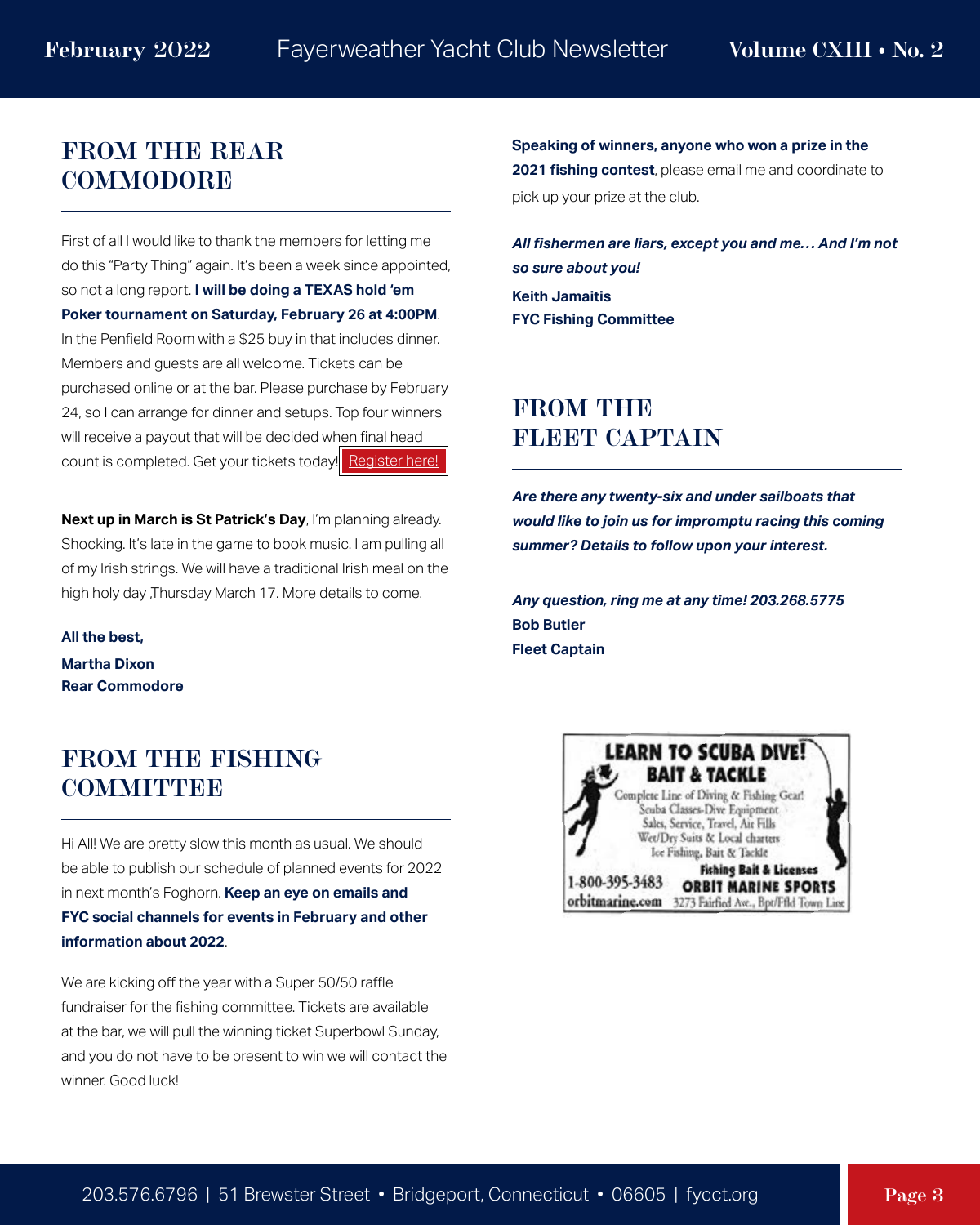## FROM THE REAR COMMODORE

First of all I would like to thank the members for letting me do this "Party Thing" again. It's been a week since appointed, so not a long report. **I will be doing a TEXAS hold 'em Poker tournament on Saturday, February 26 at 4:00PM**. In the Penfield Room with a $25 buy in that includes dinner. Members and guests are all welcome. Tickets can be purchased online or at the bar. Please purchase by February 24, so I can arrange for dinner and setups. Top four winners will receive a payout that will be decided when final head count is completed. Get your tickets today! Register here!

**Next up in March is St Patrick's Day**, I'm planning already. Shocking. It's late in the game to book music. I am pulling all of my Irish strings. We will have a traditional Irish meal on the high holy day ,Thursday March 17. More details to come.

**All the best,**

**Martha Dixon**
**Rear Commodore**

## FROM THE FISHING COMMITTEE

Hi All! We are pretty slow this month as usual. We should be able to publish our schedule of planned events for 2022 in next month's Foghorn. **Keep an eye on emails and FYC social channels for events in February and other information about 2022**.

We are kicking off the year with a Super 50/50 raffle fundraiser for the fishing committee. Tickets are available at the bar, we will pull the winning ticket Superbowl Sunday, and you do not have to be present to win we will contact the winner. Good luck!

**Speaking of winners, anyone who won a prize in the 2021 fishing contest**, please email me and coordinate to pick up your prize at the club.

***All fishermen are liars, except you and me… And I'm not so sure about you!***

**Keith Jamaitis**
**FYC Fishing Committee**

## FROM THE FLEET CAPTAIN

***Are there any twenty-six and under sailboats that would like to join us for impromptu racing this coming summer? Details to follow upon your interest.***

***Any question, ring me at any time! 203.268.5775***
**Bob Butler**
**Fleet Captain**

**LEARN TO SCUBA DIVE!**
**BAIT & TACKLE**
Complete Line of Diving & Fishing Gear!
Scuba Classes-Dive Equipment
Sales, Service, Travel, Air Fills
Wet/Dry Suits & Local charters
Ice Fishing, Bait & Tackle
**Fishing Bait & Licenses**
1-800-395-3483 **ORBIT MARINE SPORTS**
orbitmarine.com 3273 Fairfied Ave., Bpt/Ffld Town Line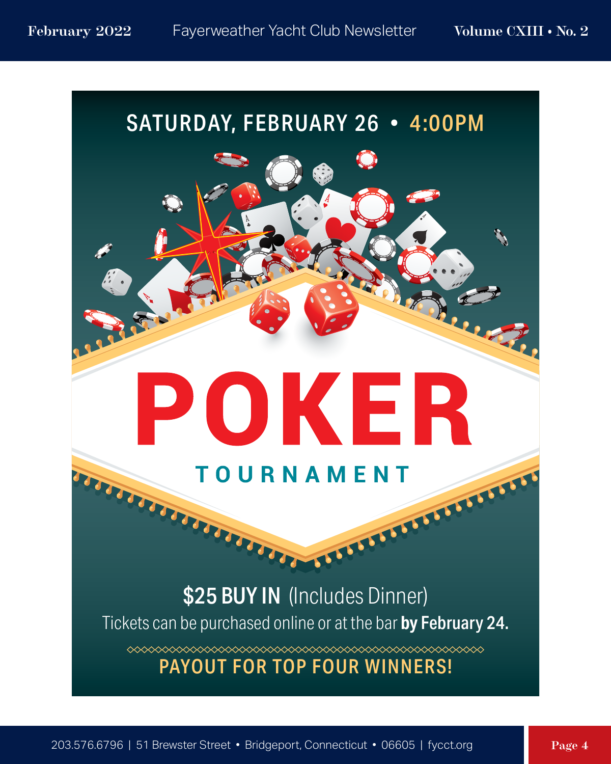SATURDAY, FEBRUARY 26 • 4:00PM

# POKER

## TOURNAMENT

**$25 BUY IN** (Includes Dinner)

Tickets can be purchased online or at the bar **by February 24.**

**PAYOUT FOR TOP FOUR WINNERS!**

203.576.6796 | 51 Brewster Street • Bridgeport, Connecticut • 06605 | fycct.org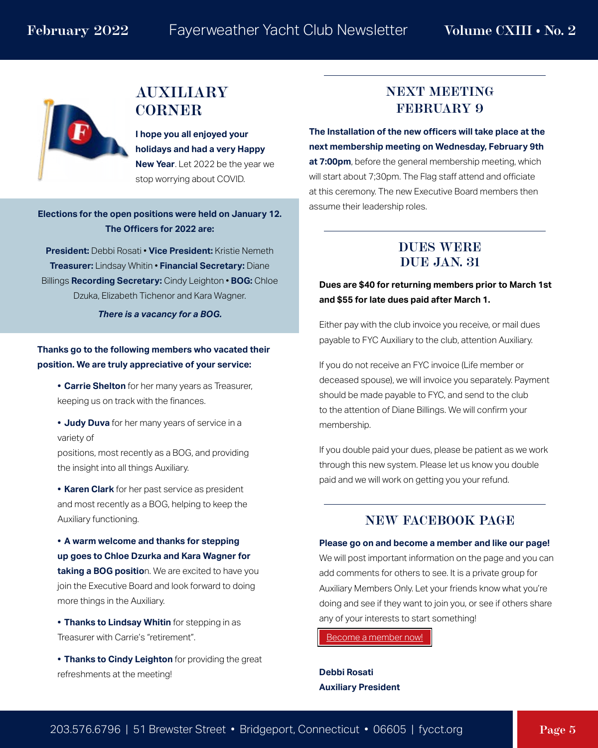## AUXILIARY CORNER

**I hope you all enjoyed your holidays and had a very Happy New Year**. Let 2022 be the year we stop worrying about COVID.

**Elections for the open positions were held on January 12. The Officers for 2022 are:**

**President:** Debbi Rosati • **Vice President:** Kristie Nemeth **Treasurer:** Lindsay Whitin • **Financial Secretary:** Diane Billings **Recording Secretary:** Cindy Leighton • **BOG:** Chloe Dzuka, Elizabeth Tichenor and Kara Wagner.

***There is a vacancy for a BOG.***

**Thanks go to the following members who vacated their position. We are truly appreciative of your service:**

- **Carrie Shelton** for her many years as Treasurer, keeping us on track with the finances.
- **Judy Duva** for her many years of service in a variety of positions, most recently as a BOG, and providing the insight into all things Auxiliary.
- **Karen Clark** for her past service as president and most recently as a BOG, helping to keep the Auxiliary functioning.
- **A warm welcome and thanks for stepping up goes to Chloe Dzurka and Kara Wagner for taking a BOG positio**n. We are excited to have you join the Executive Board and look forward to doing more things in the Auxiliary.
- **Thanks to Lindsay Whitin** for stepping in as Treasurer with Carrie's "retirement".
- **Thanks to Cindy Leighton** for providing the great refreshments at the meeting!

## NEXT MEETING FEBRUARY 9

**The Installation of the new officers will take place at the next membership meeting on Wednesday, February 9th at 7:00pm**, before the general membership meeting, which will start about 7;30pm. The Flag staff attend and officiate at this ceremony. The new Executive Board members then assume their leadership roles.

## DUES WERE DUE JAN. 31

**Dues are $40 for returning members prior to March 1st and $55 for late dues paid after March 1.**

Either pay with the club invoice you receive, or mail dues payable to FYC Auxiliary to the club, attention Auxiliary.

If you do not receive an FYC invoice (Life member or deceased spouse), we will invoice you separately. Payment should be made payable to FYC, and send to the club to the attention of Diane Billings. We will confirm your membership.

If you double paid your dues, please be patient as we work through this new system. Please let us know you double paid and we will work on getting you your refund.

## NEW FACEBOOK PAGE

**Please go on and become a member and like our page!** We will post important information on the page and you can add comments for others to see. It is a private group for Auxiliary Members Only. Let your friends know what you're doing and see if they want to join you, or see if others share any of your interests to start something!

Become a member now!

**Debbi Rosati**
**Auxiliary President**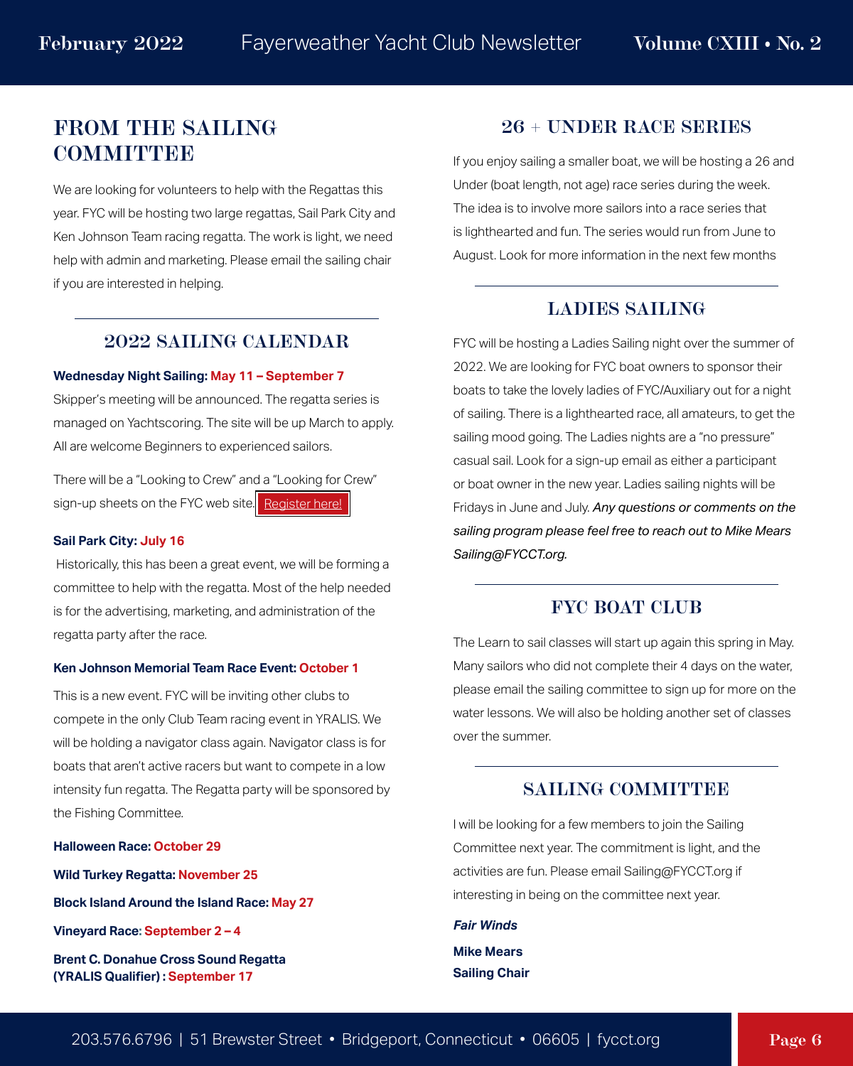## FROM THE SAILING COMMITTEE

We are looking for volunteers to help with the Regattas this year. FYC will be hosting two large regattas, Sail Park City and Ken Johnson Team racing regatta. The work is light, we need help with admin and marketing. Please email the sailing chair if you are interested in helping.

## 2022 SAILING CALENDAR

**Wednesday Night Sailing: May 11 – September 7**
Skipper's meeting will be announced. The regatta series is managed on Yachtscoring. The site will be up March to apply. All are welcome Beginners to experienced sailors.

There will be a "Looking to Crew" and a "Looking for Crew" sign-up sheets on the FYC web site. Register here!

**Sail Park City: July 16**
Historically, this has been a great event, we will be forming a committee to help with the regatta. Most of the help needed is for the advertising, marketing, and administration of the regatta party after the race.

**Ken Johnson Memorial Team Race Event: October 1**

This is a new event. FYC will be inviting other clubs to compete in the only Club Team racing event in YRALIS. We will be holding a navigator class again. Navigator class is for boats that aren't active racers but want to compete in a low intensity fun regatta. The Regatta party will be sponsored by the Fishing Committee.

**Halloween Race: October 29**

**Wild Turkey Regatta: November 25**

**Block Island Around the Island Race: May 27**

**Vineyard Race: September 2 – 4**

**Brent C. Donahue Cross Sound Regatta (YRALIS Qualifier) : September 17**

## 26 + UNDER RACE SERIES

If you enjoy sailing a smaller boat, we will be hosting a 26 and Under (boat length, not age) race series during the week. The idea is to involve more sailors into a race series that is lighthearted and fun. The series would run from June to August. Look for more information in the next few months

## LADIES SAILING

FYC will be hosting a Ladies Sailing night over the summer of 2022. We are looking for FYC boat owners to sponsor their boats to take the lovely ladies of FYC/Auxiliary out for a night of sailing. There is a lighthearted race, all amateurs, to get the sailing mood going. The Ladies nights are a "no pressure" casual sail. Look for a sign-up email as either a participant or boat owner in the new year. Ladies sailing nights will be Fridays in June and July. *Any questions or comments on the sailing program please feel free to reach out to Mike Mears Sailing@FYCCT.org.*

## FYC BOAT CLUB

The Learn to sail classes will start up again this spring in May. Many sailors who did not complete their 4 days on the water, please email the sailing committee to sign up for more on the water lessons. We will also be holding another set of classes over the summer.

## SAILING COMMITTEE

I will be looking for a few members to join the Sailing Committee next year. The commitment is light, and the activities are fun. Please email Sailing@FYCCT.org if interesting in being on the committee next year.

***Fair Winds***

**Mike Mears**
**Sailing Chair**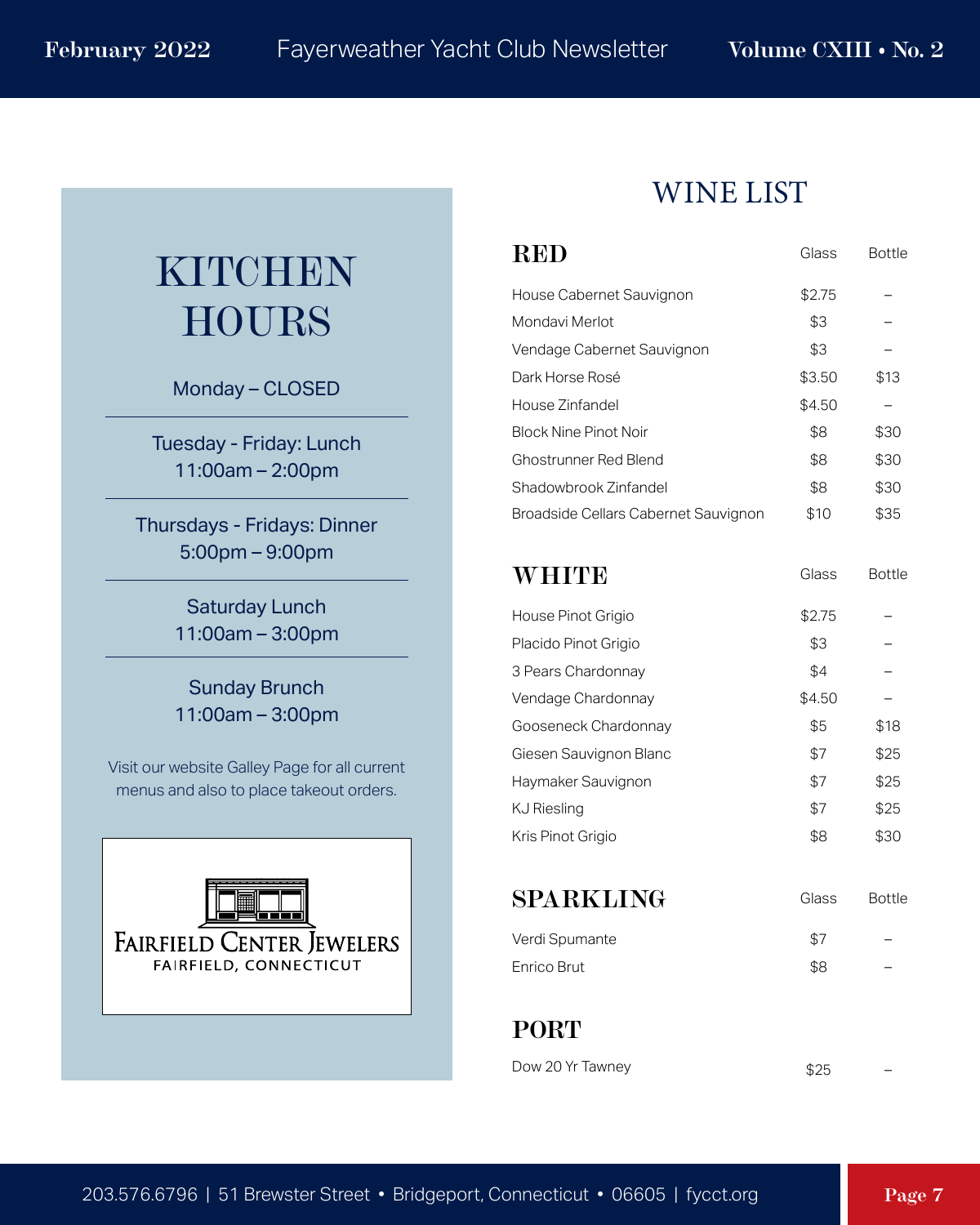# KITCHEN HOURS

Monday – CLOSED

Tuesday - Friday: Lunch
11:00am – 2:00pm

Thursdays - Fridays: Dinner
5:00pm – 9:00pm

Saturday Lunch
11:00am – 3:00pm

Sunday Brunch
11:00am – 3:00pm

Visit our website Galley Page for all current menus and also to place takeout orders.

FAIRFIELD CENTER JEWELERS
FAIRFIELD, CONNECTICUT

# WINE LIST

| RED | Glass | Bottle |
|---|---|---|
| House Cabernet Sauvignon | $2.75 | – |
| Mondavi Merlot | $3 | – |
| Vendage Cabernet Sauvignon | $3 | – |
| Dark Horse Rosé | $3.50 | $13 |
| House Zinfandel | $4.50 | – |
| Block Nine Pinot Noir | $8 | $30 |
| Ghostrunner Red Blend | $8 | $30 |
| Shadowbrook Zinfandel | $8 | $30 |
| Broadside Cellars Cabernet Sauvignon | $10 | $35 |

| WHITE | Glass | Bottle |
|---|---|---|
| House Pinot Grigio | $2.75 | – |
| Placido Pinot Grigio | $3 | – |
| 3 Pears Chardonnay | $4 | – |
| Vendage Chardonnay | $4.50 | – |
| Gooseneck Chardonnay | $5 | $18 |
| Giesen Sauvignon Blanc | $7 | $25 |
| Haymaker Sauvignon | $7 | $25 |
| KJ Riesling | $7 | $25 |
| Kris Pinot Grigio | $8 | $30 |

| SPARKLING | Glass | Bottle |
|---|---|---|
| Verdi Spumante | $7 | – |
| Enrico Brut | $8 | – |

| PORT | | |
|---|---|---|
| Dow 20 Yr Tawney | $25 | – |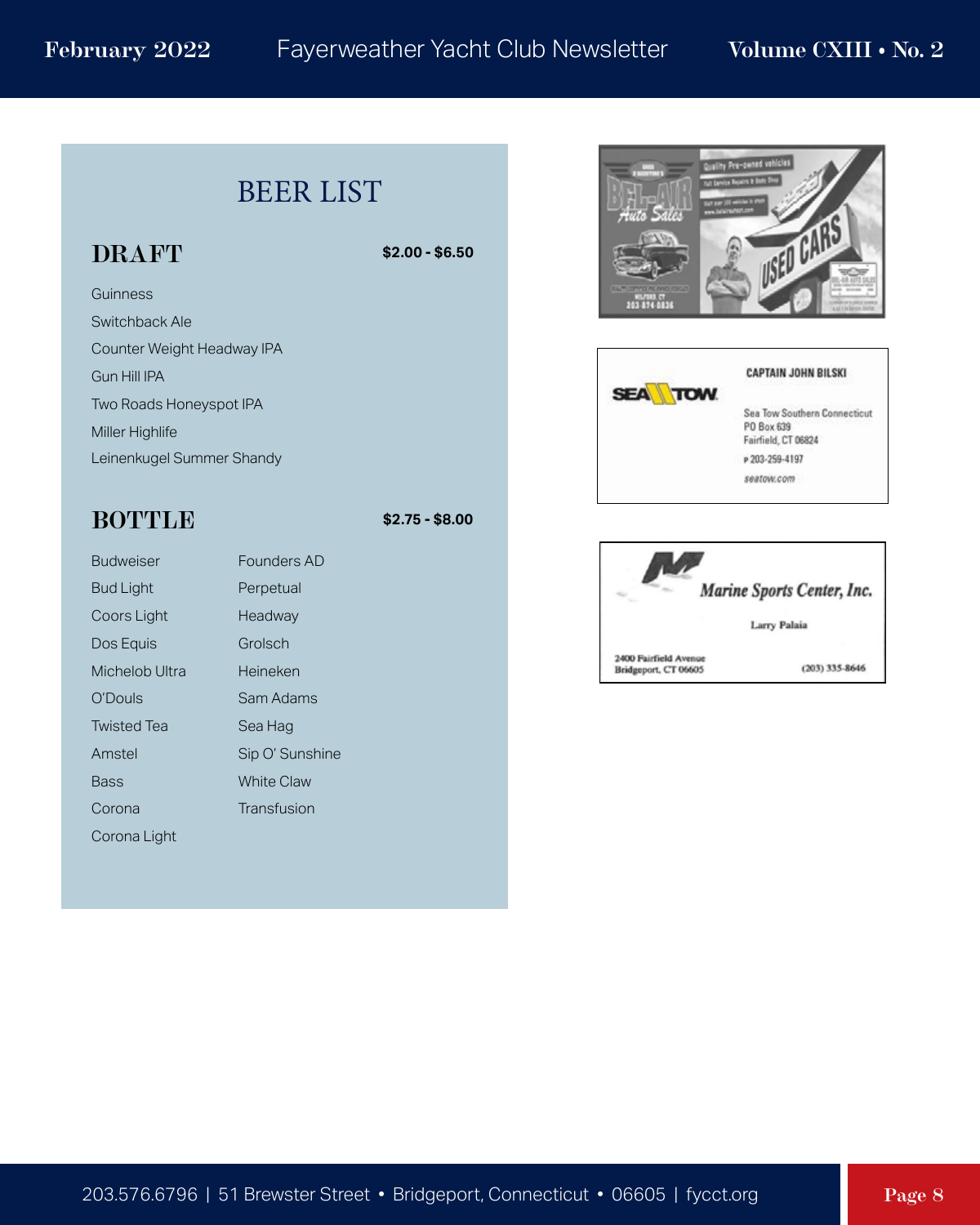# BEER LIST

## DRAFT

**$2.00 - $6.50**

Guinness
Switchback Ale
Counter Weight Headway IPA
Gun Hill IPA
Two Roads Honeyspot IPA
Miller Highlife
Leinenkugel Summer Shandy

## BOTTLE

**$2.75 - $8.00**

Budweiser
Bud Light
Coors Light
Dos Equis
Michelob Ultra
O'Douls
Twisted Tea
Amstel
Bass
Corona
Corona Light
Founders AD
Perpetual
Headway
Grolsch
Heineken
Sam Adams
Sea Hag
Sip O' Sunshine
White Claw
Transfusion

BEL-AIR Auto Sales
Quality Pre-owned vehicles
Full Service Repairs & Body Shop
USED CARS
203-874-0836

SEA TOW
CAPTAIN JOHN BILSKI
Sea Tow Southern Connecticut
PO Box 639
Fairfield, CT 06824
P 203-259-4197
seatow.com

Marine Sports Center, Inc.
Larry Palaia
2400 Fairfield Avenue
Bridgeport, CT 06605
(203) 335-8646